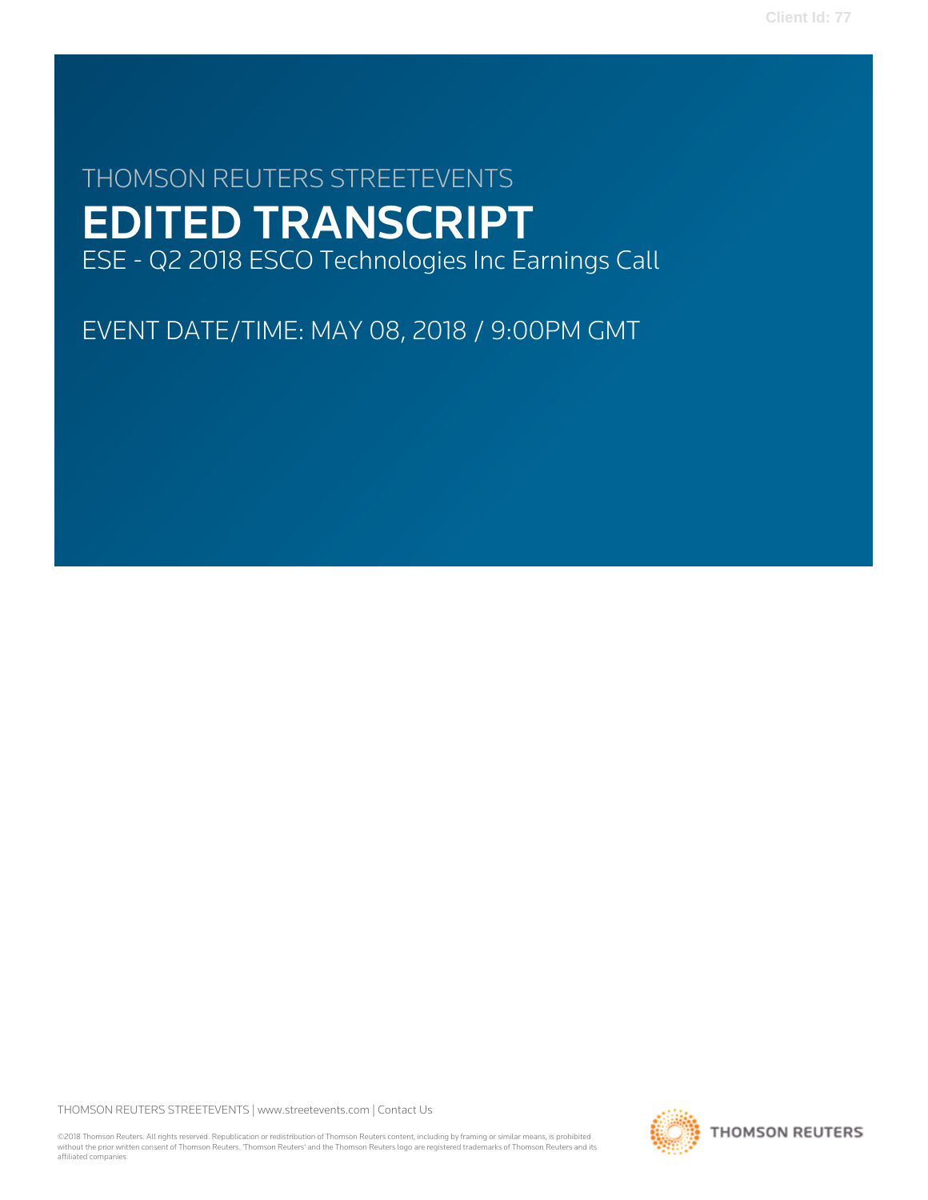Client Id: 77

THOMSON REUTERS STREETEVENTS

# EDITED TRANSCRIPT

ESE - Q2 2018 ESCO Technologies Inc Earnings Call

EVENT DATE/TIME: MAY 08, 2018 / 9:00PM GMT

THOMSON REUTERS STREETEVENTS | www.streetevents.com | Contact Us

©2018 Thomson Reuters. All rights reserved. Republication or redistribution of Thomson Reuters content, including by framing or similar means, is prohibited without the prior written consent of Thomson Reuters. 'Thomson Reuters' and the Thomson Reuters logo are registered trademarks of Thomson Reuters and its affiliated companies.

THOMSON REUTERS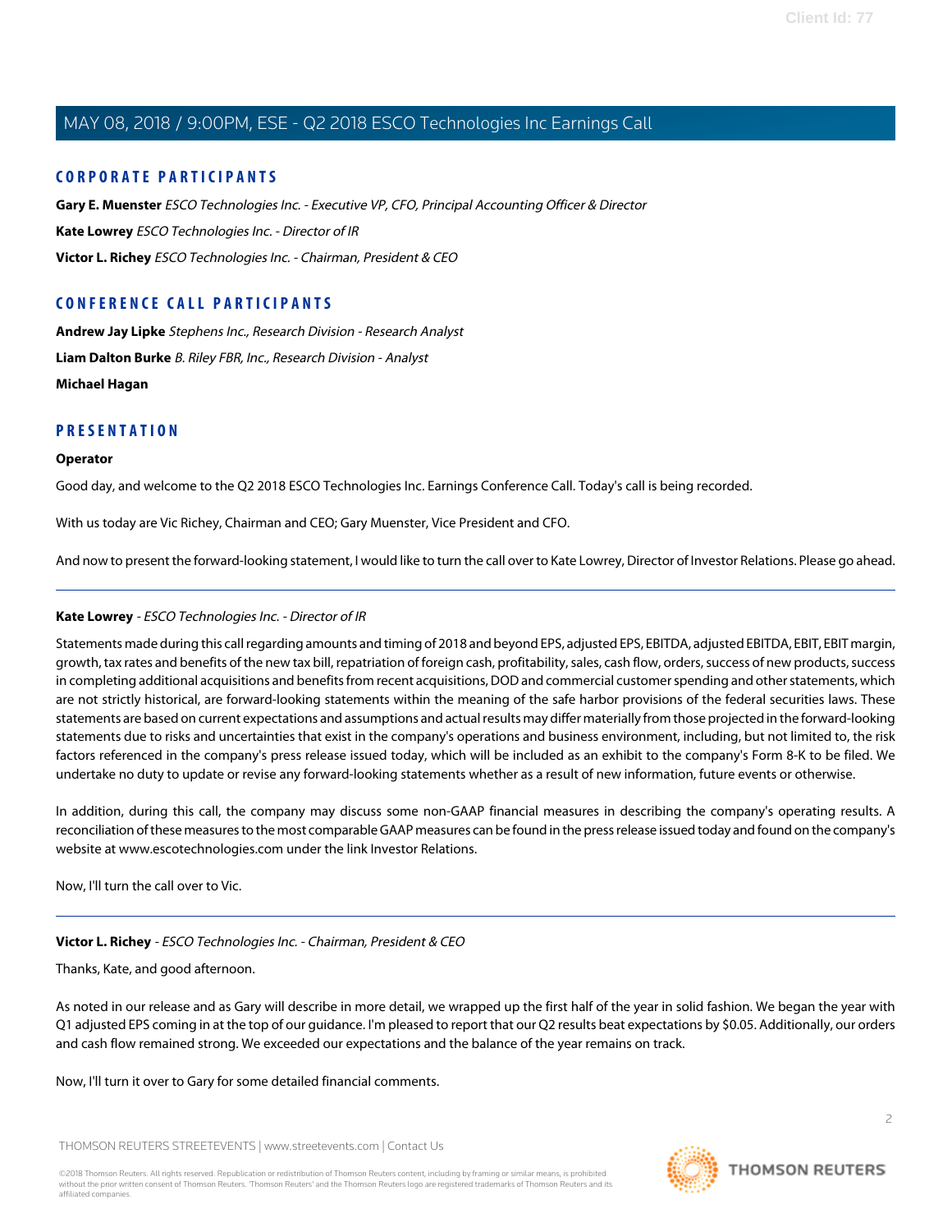## CORPORATE PARTICIPANTS

**Gary E. Muenster** *ESCO Technologies Inc. - Executive VP, CFO, Principal Accounting Officer & Director*

**Kate Lowrey** *ESCO Technologies Inc. - Director of IR*

**Victor L. Richey** *ESCO Technologies Inc. - Chairman, President & CEO*

## CONFERENCE CALL PARTICIPANTS

**Andrew Jay Lipke** *Stephens Inc., Research Division - Research Analyst*

**Liam Dalton Burke** *B. Riley FBR, Inc., Research Division - Analyst*

**Michael Hagan**

## PRESENTATION

**Operator**

Good day, and welcome to the Q2 2018 ESCO Technologies Inc. Earnings Conference Call. Today's call is being recorded.

With us today are Vic Richey, Chairman and CEO; Gary Muenster, Vice President and CFO.

And now to present the forward-looking statement, I would like to turn the call over to Kate Lowrey, Director of Investor Relations. Please go ahead.

---

**Kate Lowrey** - *ESCO Technologies Inc. - Director of IR*

Statements made during this call regarding amounts and timing of 2018 and beyond EPS, adjusted EPS, EBITDA, adjusted EBITDA, EBIT, EBIT margin, growth, tax rates and benefits of the new tax bill, repatriation of foreign cash, profitability, sales, cash flow, orders, success of new products, success in completing additional acquisitions and benefits from recent acquisitions, DOD and commercial customer spending and other statements, which are not strictly historical, are forward-looking statements within the meaning of the safe harbor provisions of the federal securities laws. These statements are based on current expectations and assumptions and actual results may differ materially from those projected in the forward-looking statements due to risks and uncertainties that exist in the company's operations and business environment, including, but not limited to, the risk factors referenced in the company's press release issued today, which will be included as an exhibit to the company's Form 8-K to be filed. We undertake no duty to update or revise any forward-looking statements whether as a result of new information, future events or otherwise.

In addition, during this call, the company may discuss some non-GAAP financial measures in describing the company's operating results. A reconciliation of these measures to the most comparable GAAP measures can be found in the press release issued today and found on the company's website at www.escotechnologies.com under the link Investor Relations.

Now, I'll turn the call over to Vic.

---

**Victor L. Richey** - *ESCO Technologies Inc. - Chairman, President & CEO*

Thanks, Kate, and good afternoon.

As noted in our release and as Gary will describe in more detail, we wrapped up the first half of the year in solid fashion. We began the year with Q1 adjusted EPS coming in at the top of our guidance. I'm pleased to report that our Q2 results beat expectations by $0.05. Additionally, our orders and cash flow remained strong. We exceeded our expectations and the balance of the year remains on track.

Now, I'll turn it over to Gary for some detailed financial comments.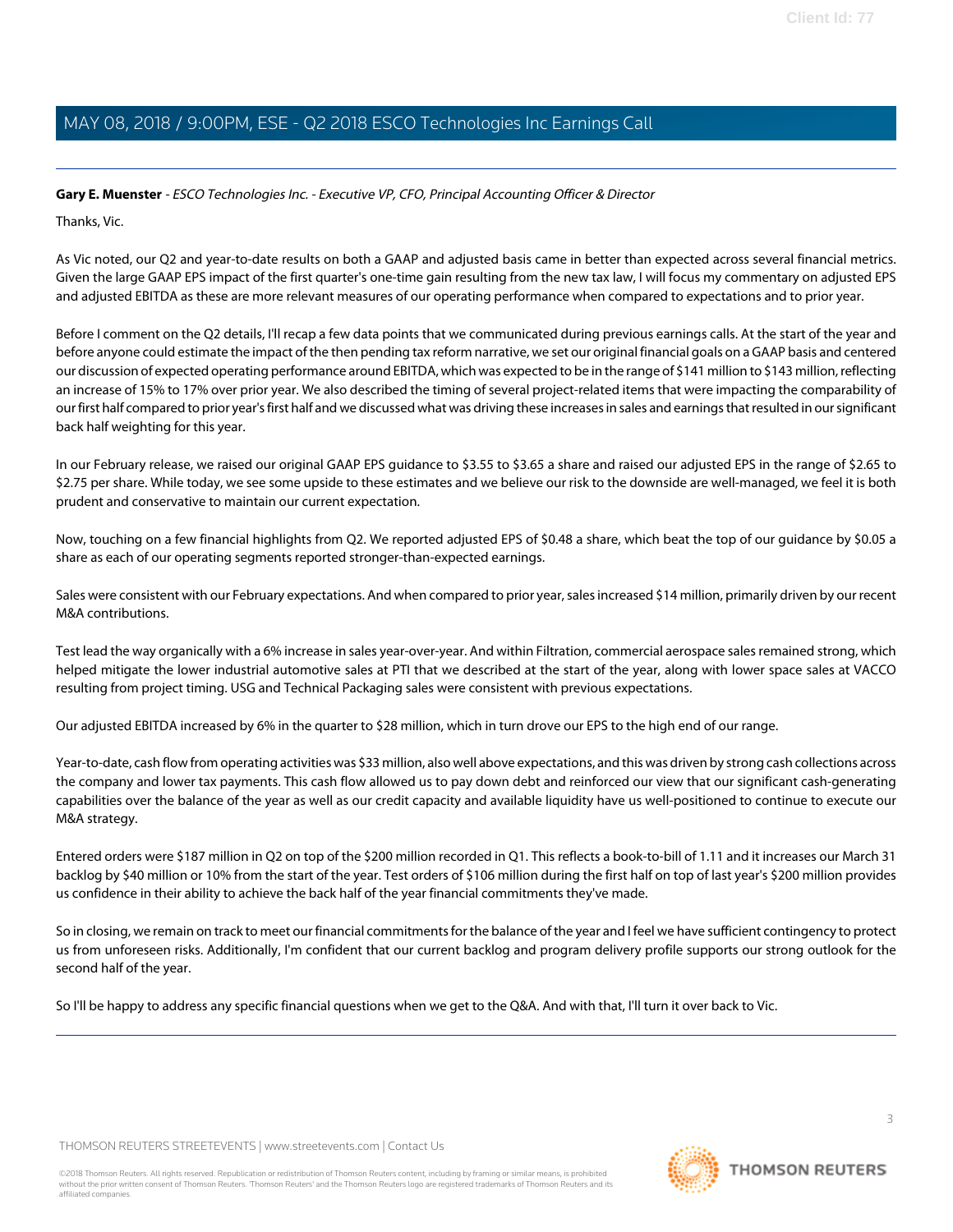**Gary E. Muenster** - *ESCO Technologies Inc. - Executive VP, CFO, Principal Accounting Officer & Director*

Thanks, Vic.

As Vic noted, our Q2 and year-to-date results on both a GAAP and adjusted basis came in better than expected across several financial metrics. Given the large GAAP EPS impact of the first quarter's one-time gain resulting from the new tax law, I will focus my commentary on adjusted EPS and adjusted EBITDA as these are more relevant measures of our operating performance when compared to expectations and to prior year.

Before I comment on the Q2 details, I'll recap a few data points that we communicated during previous earnings calls. At the start of the year and before anyone could estimate the impact of the then pending tax reform narrative, we set our original financial goals on a GAAP basis and centered our discussion of expected operating performance around EBITDA, which was expected to be in the range of $141 million to $143 million, reflecting an increase of 15% to 17% over prior year. We also described the timing of several project-related items that were impacting the comparability of our first half compared to prior year's first half and we discussed what was driving these increases in sales and earnings that resulted in our significant back half weighting for this year.

In our February release, we raised our original GAAP EPS guidance to $3.55 to $3.65 a share and raised our adjusted EPS in the range of $2.65 to $2.75 per share. While today, we see some upside to these estimates and we believe our risk to the downside are well-managed, we feel it is both prudent and conservative to maintain our current expectation.

Now, touching on a few financial highlights from Q2. We reported adjusted EPS of $0.48 a share, which beat the top of our guidance by $0.05 a share as each of our operating segments reported stronger-than-expected earnings.

Sales were consistent with our February expectations. And when compared to prior year, sales increased $14 million, primarily driven by our recent M&A contributions.

Test lead the way organically with a 6% increase in sales year-over-year. And within Filtration, commercial aerospace sales remained strong, which helped mitigate the lower industrial automotive sales at PTI that we described at the start of the year, along with lower space sales at VACCO resulting from project timing. USG and Technical Packaging sales were consistent with previous expectations.

Our adjusted EBITDA increased by 6% in the quarter to $28 million, which in turn drove our EPS to the high end of our range.

Year-to-date, cash flow from operating activities was $33 million, also well above expectations, and this was driven by strong cash collections across the company and lower tax payments. This cash flow allowed us to pay down debt and reinforced our view that our significant cash-generating capabilities over the balance of the year as well as our credit capacity and available liquidity have us well-positioned to continue to execute our M&A strategy.

Entered orders were $187 million in Q2 on top of the $200 million recorded in Q1. This reflects a book-to-bill of 1.11 and it increases our March 31 backlog by $40 million or 10% from the start of the year. Test orders of $106 million during the first half on top of last year's $200 million provides us confidence in their ability to achieve the back half of the year financial commitments they've made.

So in closing, we remain on track to meet our financial commitments for the balance of the year and I feel we have sufficient contingency to protect us from unforeseen risks. Additionally, I'm confident that our current backlog and program delivery profile supports our strong outlook for the second half of the year.

So I'll be happy to address any specific financial questions when we get to the Q&A. And with that, I'll turn it over back to Vic.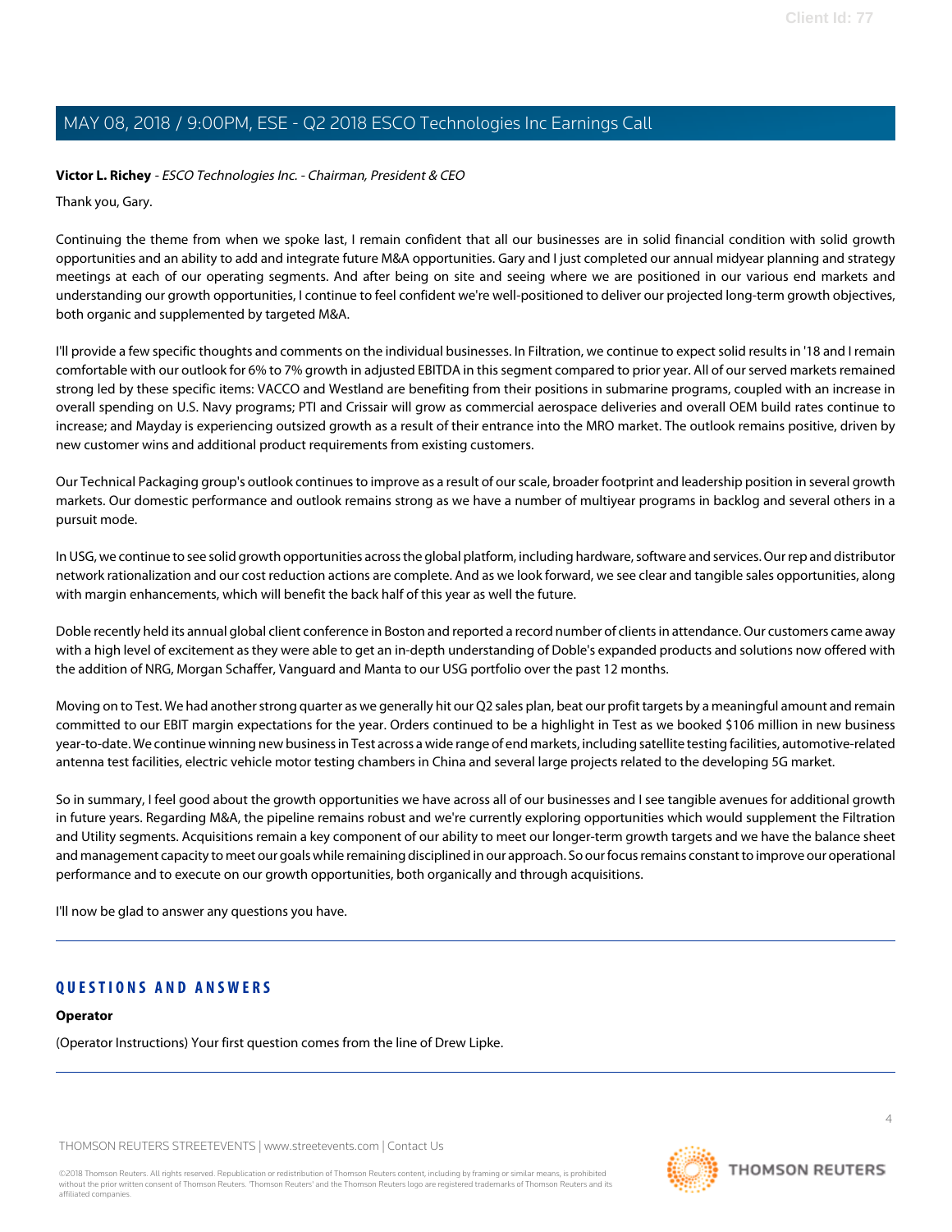**Victor L. Richey** - *ESCO Technologies Inc. - Chairman, President & CEO*

Thank you, Gary.

Continuing the theme from when we spoke last, I remain confident that all our businesses are in solid financial condition with solid growth opportunities and an ability to add and integrate future M&A opportunities. Gary and I just completed our annual midyear planning and strategy meetings at each of our operating segments. And after being on site and seeing where we are positioned in our various end markets and understanding our growth opportunities, I continue to feel confident we're well-positioned to deliver our projected long-term growth objectives, both organic and supplemented by targeted M&A.

I'll provide a few specific thoughts and comments on the individual businesses. In Filtration, we continue to expect solid results in '18 and I remain comfortable with our outlook for 6% to 7% growth in adjusted EBITDA in this segment compared to prior year. All of our served markets remained strong led by these specific items: VACCO and Westland are benefiting from their positions in submarine programs, coupled with an increase in overall spending on U.S. Navy programs; PTI and Crissair will grow as commercial aerospace deliveries and overall OEM build rates continue to increase; and Mayday is experiencing outsized growth as a result of their entrance into the MRO market. The outlook remains positive, driven by new customer wins and additional product requirements from existing customers.

Our Technical Packaging group's outlook continues to improve as a result of our scale, broader footprint and leadership position in several growth markets. Our domestic performance and outlook remains strong as we have a number of multiyear programs in backlog and several others in a pursuit mode.

In USG, we continue to see solid growth opportunities across the global platform, including hardware, software and services. Our rep and distributor network rationalization and our cost reduction actions are complete. And as we look forward, we see clear and tangible sales opportunities, along with margin enhancements, which will benefit the back half of this year as well the future.

Doble recently held its annual global client conference in Boston and reported a record number of clients in attendance. Our customers came away with a high level of excitement as they were able to get an in-depth understanding of Doble's expanded products and solutions now offered with the addition of NRG, Morgan Schaffer, Vanguard and Manta to our USG portfolio over the past 12 months.

Moving on to Test. We had another strong quarter as we generally hit our Q2 sales plan, beat our profit targets by a meaningful amount and remain committed to our EBIT margin expectations for the year. Orders continued to be a highlight in Test as we booked $106 million in new business year-to-date. We continue winning new business in Test across a wide range of end markets, including satellite testing facilities, automotive-related antenna test facilities, electric vehicle motor testing chambers in China and several large projects related to the developing 5G market.

So in summary, I feel good about the growth opportunities we have across all of our businesses and I see tangible avenues for additional growth in future years. Regarding M&A, the pipeline remains robust and we're currently exploring opportunities which would supplement the Filtration and Utility segments. Acquisitions remain a key component of our ability to meet our longer-term growth targets and we have the balance sheet and management capacity to meet our goals while remaining disciplined in our approach. So our focus remains constant to improve our operational performance and to execute on our growth opportunities, both organically and through acquisitions.

I'll now be glad to answer any questions you have.

## QUESTIONS AND ANSWERS

**Operator**

(Operator Instructions) Your first question comes from the line of Drew Lipke.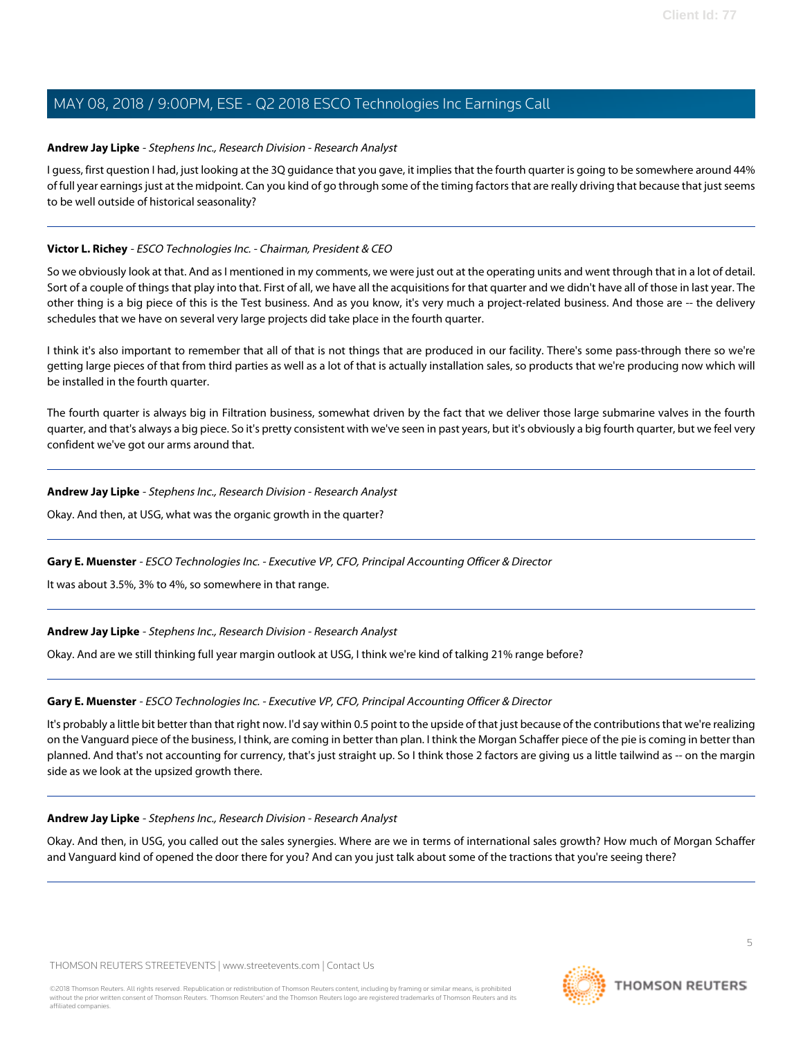**Andrew Jay Lipke** - *Stephens Inc., Research Division - Research Analyst*

I guess, first question I had, just looking at the 3Q guidance that you gave, it implies that the fourth quarter is going to be somewhere around 44% of full year earnings just at the midpoint. Can you kind of go through some of the timing factors that are really driving that because that just seems to be well outside of historical seasonality?

---

**Victor L. Richey** - *ESCO Technologies Inc. - Chairman, President & CEO*

So we obviously look at that. And as I mentioned in my comments, we were just out at the operating units and went through that in a lot of detail. Sort of a couple of things that play into that. First of all, we have all the acquisitions for that quarter and we didn't have all of those in last year. The other thing is a big piece of this is the Test business. And as you know, it's very much a project-related business. And those are -- the delivery schedules that we have on several very large projects did take place in the fourth quarter.

I think it's also important to remember that all of that is not things that are produced in our facility. There's some pass-through there so we're getting large pieces of that from third parties as well as a lot of that is actually installation sales, so products that we're producing now which will be installed in the fourth quarter.

The fourth quarter is always big in Filtration business, somewhat driven by the fact that we deliver those large submarine valves in the fourth quarter, and that's always a big piece. So it's pretty consistent with we've seen in past years, but it's obviously a big fourth quarter, but we feel very confident we've got our arms around that.

---

**Andrew Jay Lipke** - *Stephens Inc., Research Division - Research Analyst*

Okay. And then, at USG, what was the organic growth in the quarter?

---

**Gary E. Muenster** - *ESCO Technologies Inc. - Executive VP, CFO, Principal Accounting Officer & Director*

It was about 3.5%, 3% to 4%, so somewhere in that range.

---

**Andrew Jay Lipke** - *Stephens Inc., Research Division - Research Analyst*

Okay. And are we still thinking full year margin outlook at USG, I think we're kind of talking 21% range before?

---

**Gary E. Muenster** - *ESCO Technologies Inc. - Executive VP, CFO, Principal Accounting Officer & Director*

It's probably a little bit better than that right now. I'd say within 0.5 point to the upside of that just because of the contributions that we're realizing on the Vanguard piece of the business, I think, are coming in better than plan. I think the Morgan Schaffer piece of the pie is coming in better than planned. And that's not accounting for currency, that's just straight up. So I think those 2 factors are giving us a little tailwind as -- on the margin side as we look at the upsized growth there.

---

**Andrew Jay Lipke** - *Stephens Inc., Research Division - Research Analyst*

Okay. And then, in USG, you called out the sales synergies. Where are we in terms of international sales growth? How much of Morgan Schaffer and Vanguard kind of opened the door there for you? And can you just talk about some of the tractions that you're seeing there?

---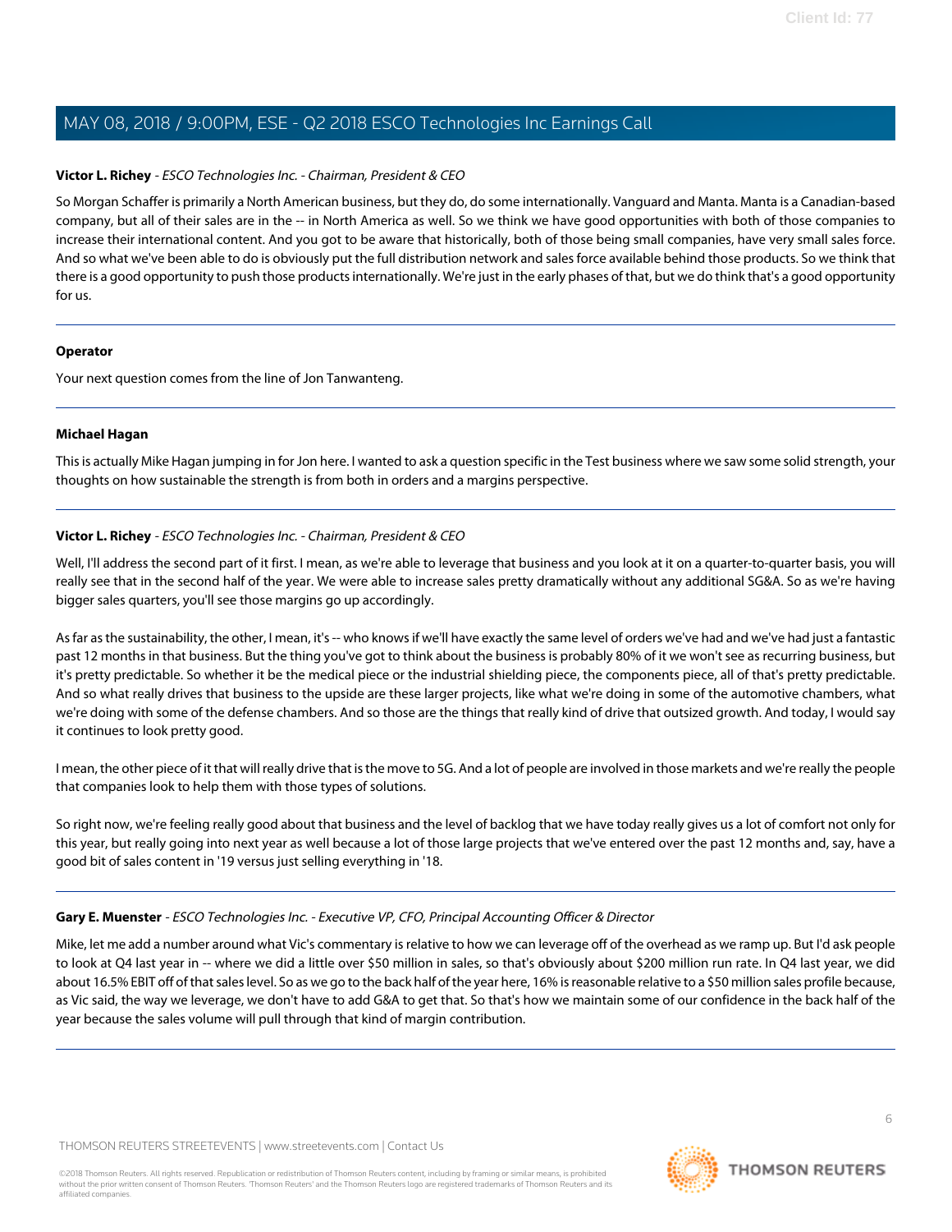**Victor L. Richey** - *ESCO Technologies Inc. - Chairman, President & CEO*

So Morgan Schaffer is primarily a North American business, but they do, do some internationally. Vanguard and Manta. Manta is a Canadian-based company, but all of their sales are in the -- in North America as well. So we think we have good opportunities with both of those companies to increase their international content. And you got to be aware that historically, both of those being small companies, have very small sales force. And so what we've been able to do is obviously put the full distribution network and sales force available behind those products. So we think that there is a good opportunity to push those products internationally. We're just in the early phases of that, but we do think that's a good opportunity for us.

---

**Operator**

Your next question comes from the line of Jon Tanwanteng.

---

**Michael Hagan**

This is actually Mike Hagan jumping in for Jon here. I wanted to ask a question specific in the Test business where we saw some solid strength, your thoughts on how sustainable the strength is from both in orders and a margins perspective.

---

**Victor L. Richey** - *ESCO Technologies Inc. - Chairman, President & CEO*

Well, I'll address the second part of it first. I mean, as we're able to leverage that business and you look at it on a quarter-to-quarter basis, you will really see that in the second half of the year. We were able to increase sales pretty dramatically without any additional SG&A. So as we're having bigger sales quarters, you'll see those margins go up accordingly.

As far as the sustainability, the other, I mean, it's -- who knows if we'll have exactly the same level of orders we've had and we've had just a fantastic past 12 months in that business. But the thing you've got to think about the business is probably 80% of it we won't see as recurring business, but it's pretty predictable. So whether it be the medical piece or the industrial shielding piece, the components piece, all of that's pretty predictable. And so what really drives that business to the upside are these larger projects, like what we're doing in some of the automotive chambers, what we're doing with some of the defense chambers. And so those are the things that really kind of drive that outsized growth. And today, I would say it continues to look pretty good.

I mean, the other piece of it that will really drive that is the move to 5G. And a lot of people are involved in those markets and we're really the people that companies look to help them with those types of solutions.

So right now, we're feeling really good about that business and the level of backlog that we have today really gives us a lot of comfort not only for this year, but really going into next year as well because a lot of those large projects that we've entered over the past 12 months and, say, have a good bit of sales content in '19 versus just selling everything in '18.

---

**Gary E. Muenster** - *ESCO Technologies Inc. - Executive VP, CFO, Principal Accounting Officer & Director*

Mike, let me add a number around what Vic's commentary is relative to how we can leverage off of the overhead as we ramp up. But I'd ask people to look at Q4 last year in -- where we did a little over $50 million in sales, so that's obviously about $200 million run rate. In Q4 last year, we did about 16.5% EBIT off of that sales level. So as we go to the back half of the year here, 16% is reasonable relative to a $50 million sales profile because, as Vic said, the way we leverage, we don't have to add G&A to get that. So that's how we maintain some of our confidence in the back half of the year because the sales volume will pull through that kind of margin contribution.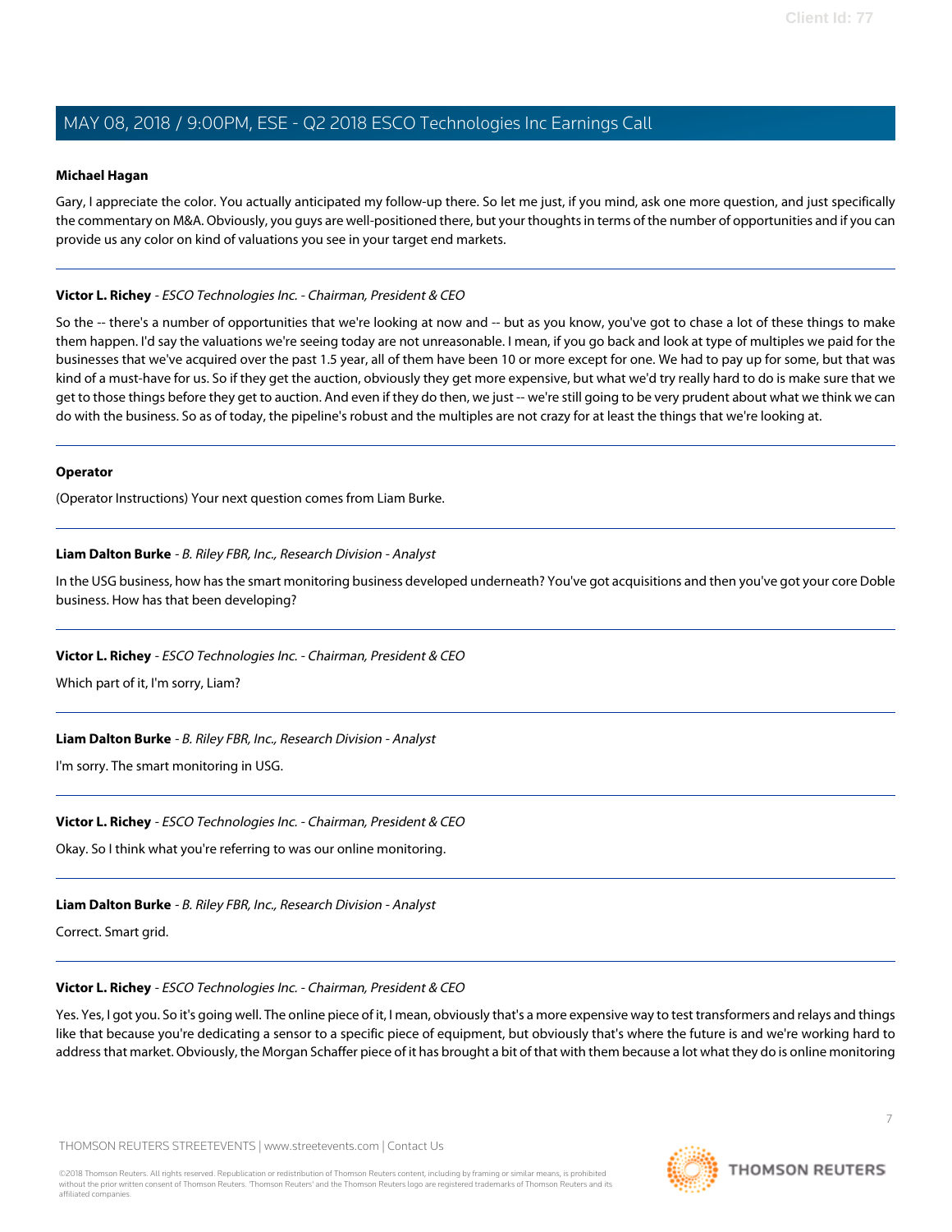**Michael Hagan**

Gary, I appreciate the color. You actually anticipated my follow-up there. So let me just, if you mind, ask one more question, and just specifically the commentary on M&A. Obviously, you guys are well-positioned there, but your thoughts in terms of the number of opportunities and if you can provide us any color on kind of valuations you see in your target end markets.

---

**Victor L. Richey** - *ESCO Technologies Inc. - Chairman, President & CEO*

So the -- there's a number of opportunities that we're looking at now and -- but as you know, you've got to chase a lot of these things to make them happen. I'd say the valuations we're seeing today are not unreasonable. I mean, if you go back and look at type of multiples we paid for the businesses that we've acquired over the past 1.5 year, all of them have been 10 or more except for one. We had to pay up for some, but that was kind of a must-have for us. So if they get the auction, obviously they get more expensive, but what we'd try really hard to do is make sure that we get to those things before they get to auction. And even if they do then, we just -- we're still going to be very prudent about what we think we can do with the business. So as of today, the pipeline's robust and the multiples are not crazy for at least the things that we're looking at.

---

**Operator**

(Operator Instructions) Your next question comes from Liam Burke.

---

**Liam Dalton Burke** - *B. Riley FBR, Inc., Research Division - Analyst*

In the USG business, how has the smart monitoring business developed underneath? You've got acquisitions and then you've got your core Doble business. How has that been developing?

---

**Victor L. Richey** - *ESCO Technologies Inc. - Chairman, President & CEO*

Which part of it, I'm sorry, Liam?

---

**Liam Dalton Burke** - *B. Riley FBR, Inc., Research Division - Analyst*

I'm sorry. The smart monitoring in USG.

---

**Victor L. Richey** - *ESCO Technologies Inc. - Chairman, President & CEO*

Okay. So I think what you're referring to was our online monitoring.

---

**Liam Dalton Burke** - *B. Riley FBR, Inc., Research Division - Analyst*

Correct. Smart grid.

---

**Victor L. Richey** - *ESCO Technologies Inc. - Chairman, President & CEO*

Yes. Yes, I got you. So it's going well. The online piece of it, I mean, obviously that's a more expensive way to test transformers and relays and things like that because you're dedicating a sensor to a specific piece of equipment, but obviously that's where the future is and we're working hard to address that market. Obviously, the Morgan Schaffer piece of it has brought a bit of that with them because a lot what they do is online monitoring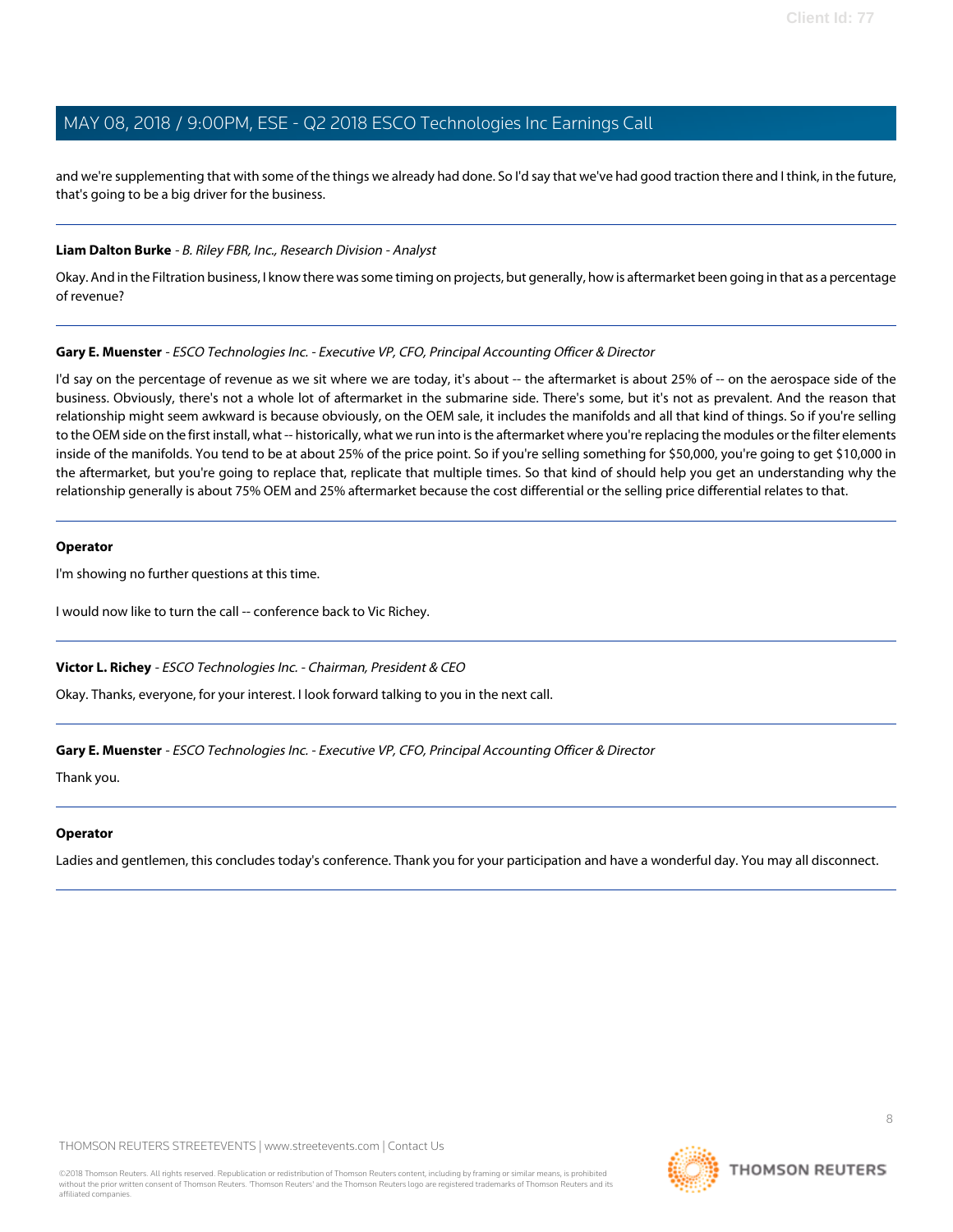and we're supplementing that with some of the things we already had done. So I'd say that we've had good traction there and I think, in the future, that's going to be a big driver for the business.

---

**Liam Dalton Burke** - *B. Riley FBR, Inc., Research Division - Analyst*

Okay. And in the Filtration business, I know there was some timing on projects, but generally, how is aftermarket been going in that as a percentage of revenue?

---

**Gary E. Muenster** - *ESCO Technologies Inc. - Executive VP, CFO, Principal Accounting Officer & Director*

I'd say on the percentage of revenue as we sit where we are today, it's about -- the aftermarket is about 25% of -- on the aerospace side of the business. Obviously, there's not a whole lot of aftermarket in the submarine side. There's some, but it's not as prevalent. And the reason that relationship might seem awkward is because obviously, on the OEM sale, it includes the manifolds and all that kind of things. So if you're selling to the OEM side on the first install, what -- historically, what we run into is the aftermarket where you're replacing the modules or the filter elements inside of the manifolds. You tend to be at about 25% of the price point. So if you're selling something for $50,000, you're going to get $10,000 in the aftermarket, but you're going to replace that, replicate that multiple times. So that kind of should help you get an understanding why the relationship generally is about 75% OEM and 25% aftermarket because the cost differential or the selling price differential relates to that.

---

**Operator**

I'm showing no further questions at this time.

I would now like to turn the call -- conference back to Vic Richey.

---

**Victor L. Richey** - *ESCO Technologies Inc. - Chairman, President & CEO*

Okay. Thanks, everyone, for your interest. I look forward talking to you in the next call.

---

**Gary E. Muenster** - *ESCO Technologies Inc. - Executive VP, CFO, Principal Accounting Officer & Director*

Thank you.

---

**Operator**

Ladies and gentlemen, this concludes today's conference. Thank you for your participation and have a wonderful day. You may all disconnect.

---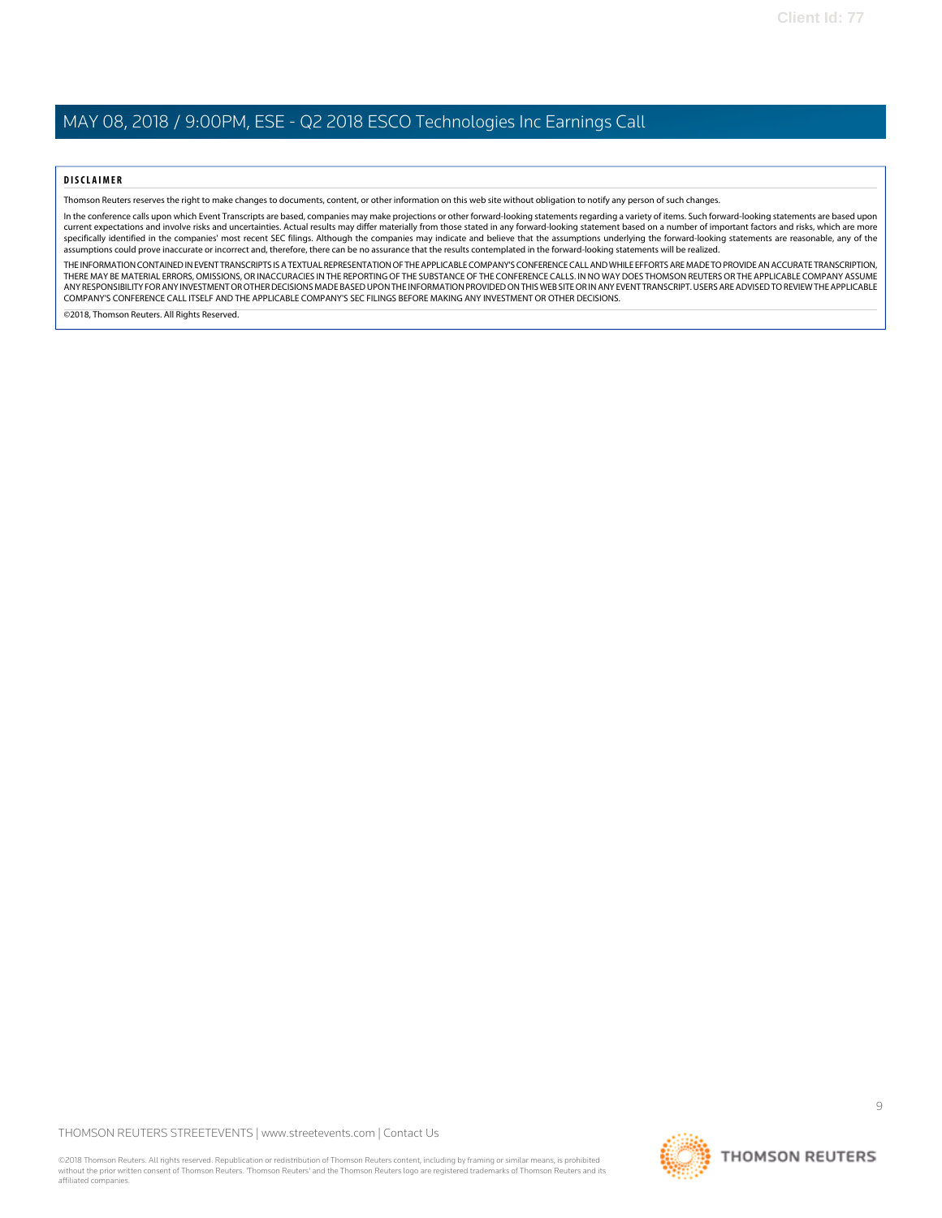## DISCLAIMER

Thomson Reuters reserves the right to make changes to documents, content, or other information on this web site without obligation to notify any person of such changes.

In the conference calls upon which Event Transcripts are based, companies may make projections or other forward-looking statements regarding a variety of items. Such forward-looking statements are based upon current expectations and involve risks and uncertainties. Actual results may differ materially from those stated in any forward-looking statement based on a number of important factors and risks, which are more specifically identified in the companies' most recent SEC filings. Although the companies may indicate and believe that the assumptions underlying the forward-looking statements are reasonable, any of the assumptions could prove inaccurate or incorrect and, therefore, there can be no assurance that the results contemplated in the forward-looking statements will be realized.

THE INFORMATION CONTAINED IN EVENT TRANSCRIPTS IS A TEXTUAL REPRESENTATION OF THE APPLICABLE COMPANY'S CONFERENCE CALL AND WHILE EFFORTS ARE MADE TO PROVIDE AN ACCURATE TRANSCRIPTION, THERE MAY BE MATERIAL ERRORS, OMISSIONS, OR INACCURACIES IN THE REPORTING OF THE SUBSTANCE OF THE CONFERENCE CALLS. IN NO WAY DOES THOMSON REUTERS OR THE APPLICABLE COMPANY ASSUME ANY RESPONSIBILITY FOR ANY INVESTMENT OR OTHER DECISIONS MADE BASED UPON THE INFORMATION PROVIDED ON THIS WEB SITE OR IN ANY EVENT TRANSCRIPT. USERS ARE ADVISED TO REVIEW THE APPLICABLE COMPANY'S CONFERENCE CALL ITSELF AND THE APPLICABLE COMPANY'S SEC FILINGS BEFORE MAKING ANY INVESTMENT OR OTHER DECISIONS.

©2018, Thomson Reuters. All Rights Reserved.